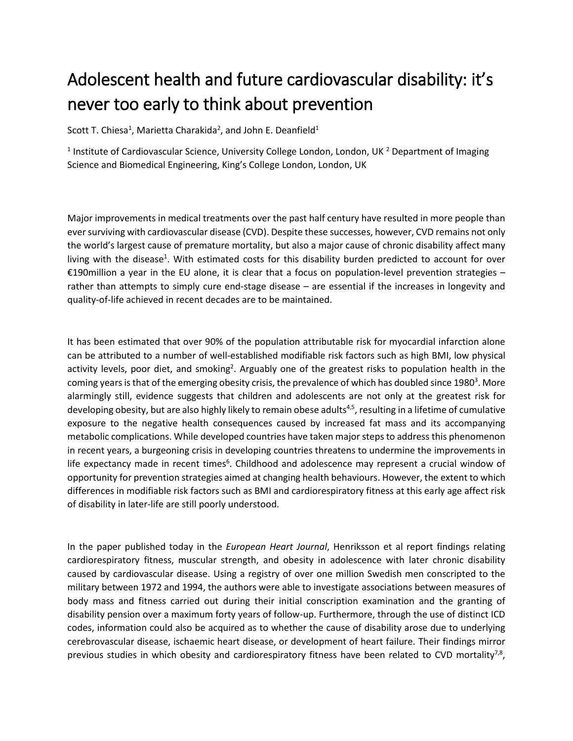# Adolescent health and future cardiovascular disability: it's never too early to think about prevention

Scott T. Chiesa[1], Marietta Charakida[2], and John E. Deanfield[1]

[1] Institute of Cardiovascular Science, University College London, London, UK [2] Department of Imaging Science and Biomedical Engineering, King's College London, London, UK

Major improvements in medical treatments over the past half century have resulted in more people than ever surviving with cardiovascular disease (CVD). Despite these successes, however, CVD remains not only the world's largest cause of premature mortality, but also a major cause of chronic disability affect many living with the disease[1]. With estimated costs for this disability burden predicted to account for over €190million a year in the EU alone, it is clear that a focus on population-level prevention strategies – rather than attempts to simply cure end-stage disease – are essential if the increases in longevity and quality-of-life achieved in recent decades are to be maintained.

It has been estimated that over 90% of the population attributable risk for myocardial infarction alone can be attributed to a number of well-established modifiable risk factors such as high BMI, low physical activity levels, poor diet, and smoking[2]. Arguably one of the greatest risks to population health in the coming years is that of the emerging obesity crisis, the prevalence of which has doubled since 1980[3]. More alarmingly still, evidence suggests that children and adolescents are not only at the greatest risk for developing obesity, but are also highly likely to remain obese adults[4,5], resulting in a lifetime of cumulative exposure to the negative health consequences caused by increased fat mass and its accompanying metabolic complications. While developed countries have taken major steps to address this phenomenon in recent years, a burgeoning crisis in developing countries threatens to undermine the improvements in life expectancy made in recent times[6]. Childhood and adolescence may represent a crucial window of opportunity for prevention strategies aimed at changing health behaviours. However, the extent to which differences in modifiable risk factors such as BMI and cardiorespiratory fitness at this early age affect risk of disability in later-life are still poorly understood.

In the paper published today in the *European Heart Journal*, Henriksson et al report findings relating cardiorespiratory fitness, muscular strength, and obesity in adolescence with later chronic disability caused by cardiovascular disease. Using a registry of over one million Swedish men conscripted to the military between 1972 and 1994, the authors were able to investigate associations between measures of body mass and fitness carried out during their initial conscription examination and the granting of disability pension over a maximum forty years of follow-up. Furthermore, through the use of distinct ICD codes, information could also be acquired as to whether the cause of disability arose due to underlying cerebrovascular disease, ischaemic heart disease, or development of heart failure. Their findings mirror previous studies in which obesity and cardiorespiratory fitness have been related to CVD mortality[7,8],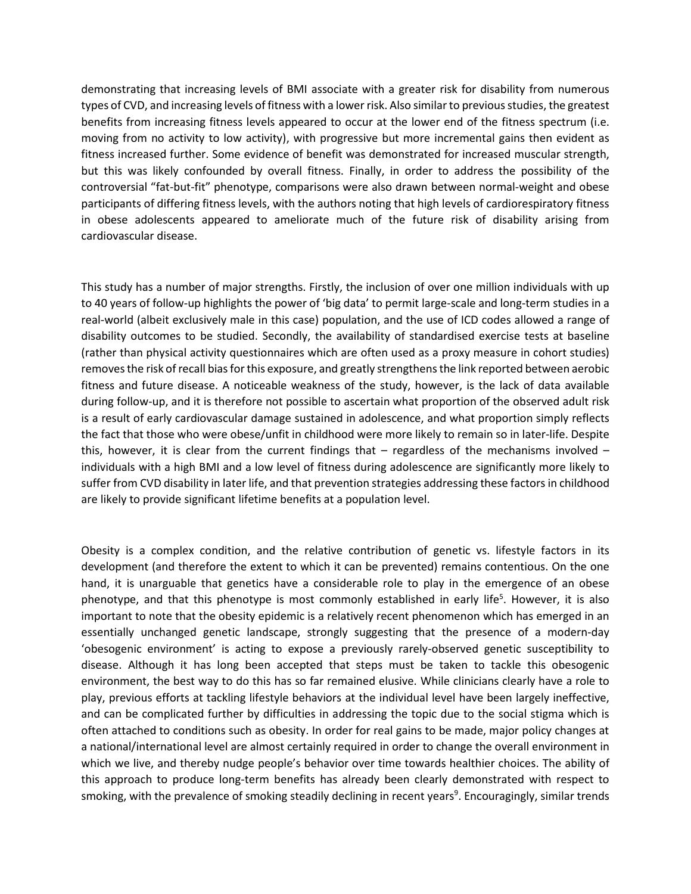demonstrating that increasing levels of BMI associate with a greater risk for disability from numerous types of CVD, and increasing levels of fitness with a lower risk. Also similar to previous studies, the greatest benefits from increasing fitness levels appeared to occur at the lower end of the fitness spectrum (i.e. moving from no activity to low activity), with progressive but more incremental gains then evident as fitness increased further. Some evidence of benefit was demonstrated for increased muscular strength, but this was likely confounded by overall fitness. Finally, in order to address the possibility of the controversial "fat-but-fit" phenotype, comparisons were also drawn between normal-weight and obese participants of differing fitness levels, with the authors noting that high levels of cardiorespiratory fitness in obese adolescents appeared to ameliorate much of the future risk of disability arising from cardiovascular disease.

This study has a number of major strengths. Firstly, the inclusion of over one million individuals with up to 40 years of follow-up highlights the power of 'big data' to permit large-scale and long-term studies in a real-world (albeit exclusively male in this case) population, and the use of ICD codes allowed a range of disability outcomes to be studied. Secondly, the availability of standardised exercise tests at baseline (rather than physical activity questionnaires which are often used as a proxy measure in cohort studies) removes the risk of recall bias for this exposure, and greatly strengthens the link reported between aerobic fitness and future disease. A noticeable weakness of the study, however, is the lack of data available during follow-up, and it is therefore not possible to ascertain what proportion of the observed adult risk is a result of early cardiovascular damage sustained in adolescence, and what proportion simply reflects the fact that those who were obese/unfit in childhood were more likely to remain so in later-life. Despite this, however, it is clear from the current findings that – regardless of the mechanisms involved – individuals with a high BMI and a low level of fitness during adolescence are significantly more likely to suffer from CVD disability in later life, and that prevention strategies addressing these factors in childhood are likely to provide significant lifetime benefits at a population level.

Obesity is a complex condition, and the relative contribution of genetic vs. lifestyle factors in its development (and therefore the extent to which it can be prevented) remains contentious. On the one hand, it is unarguable that genetics have a considerable role to play in the emergence of an obese phenotype, and that this phenotype is most commonly established in early life[5]. However, it is also important to note that the obesity epidemic is a relatively recent phenomenon which has emerged in an essentially unchanged genetic landscape, strongly suggesting that the presence of a modern-day 'obesogenic environment' is acting to expose a previously rarely-observed genetic susceptibility to disease. Although it has long been accepted that steps must be taken to tackle this obesogenic environment, the best way to do this has so far remained elusive. While clinicians clearly have a role to play, previous efforts at tackling lifestyle behaviors at the individual level have been largely ineffective, and can be complicated further by difficulties in addressing the topic due to the social stigma which is often attached to conditions such as obesity. In order for real gains to be made, major policy changes at a national/international level are almost certainly required in order to change the overall environment in which we live, and thereby nudge people's behavior over time towards healthier choices. The ability of this approach to produce long-term benefits has already been clearly demonstrated with respect to smoking, with the prevalence of smoking steadily declining in recent years[9]. Encouragingly, similar trends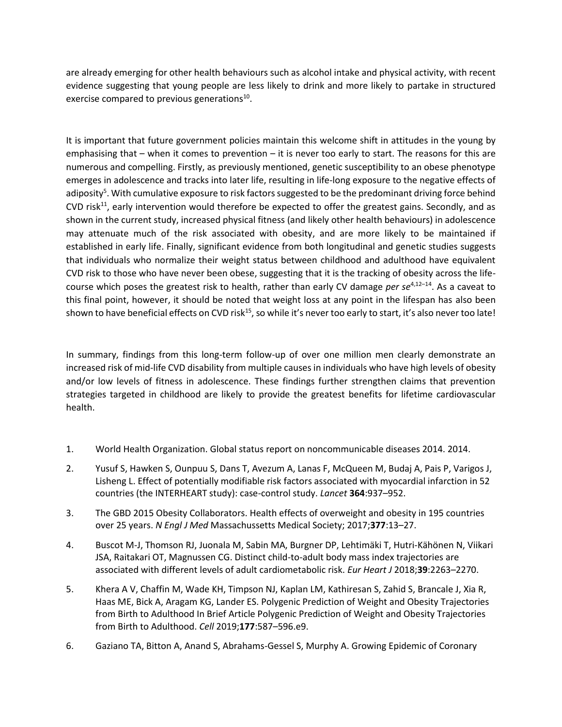are already emerging for other health behaviours such as alcohol intake and physical activity, with recent evidence suggesting that young people are less likely to drink and more likely to partake in structured exercise compared to previous generations[10].

It is important that future government policies maintain this welcome shift in attitudes in the young by emphasising that – when it comes to prevention – it is never too early to start. The reasons for this are numerous and compelling. Firstly, as previously mentioned, genetic susceptibility to an obese phenotype emerges in adolescence and tracks into later life, resulting in life-long exposure to the negative effects of adiposity[5]. With cumulative exposure to risk factors suggested to be the predominant driving force behind CVD risk[11], early intervention would therefore be expected to offer the greatest gains. Secondly, and as shown in the current study, increased physical fitness (and likely other health behaviours) in adolescence may attenuate much of the risk associated with obesity, and are more likely to be maintained if established in early life. Finally, significant evidence from both longitudinal and genetic studies suggests that individuals who normalize their weight status between childhood and adulthood have equivalent CVD risk to those who have never been obese, suggesting that it is the tracking of obesity across the life-course which poses the greatest risk to health, rather than early CV damage *per se*[4,12–14]. As a caveat to this final point, however, it should be noted that weight loss at any point in the lifespan has also been shown to have beneficial effects on CVD risk[15], so while it's never too early to start, it's also never too late!

In summary, findings from this long-term follow-up of over one million men clearly demonstrate an increased risk of mid-life CVD disability from multiple causes in individuals who have high levels of obesity and/or low levels of fitness in adolescence. These findings further strengthen claims that prevention strategies targeted in childhood are likely to provide the greatest benefits for lifetime cardiovascular health.

1. World Health Organization. Global status report on noncommunicable diseases 2014. 2014.
2. Yusuf S, Hawken S, Ounpuu S, Dans T, Avezum A, Lanas F, McQueen M, Budaj A, Pais P, Varigos J, Lisheng L. Effect of potentially modifiable risk factors associated with myocardial infarction in 52 countries (the INTERHEART study): case-control study. *Lancet* **364**:937–952.
3. The GBD 2015 Obesity Collaborators. Health effects of overweight and obesity in 195 countries over 25 years. *N Engl J Med* Massachussetts Medical Society; 2017;**377**:13–27.
4. Buscot M-J, Thomson RJ, Juonala M, Sabin MA, Burgner DP, Lehtimäki T, Hutri-Kähönen N, Viikari JSA, Raitakari OT, Magnussen CG. Distinct child-to-adult body mass index trajectories are associated with different levels of adult cardiometabolic risk. *Eur Heart J* 2018;**39**:2263–2270.
5. Khera A V, Chaffin M, Wade KH, Timpson NJ, Kaplan LM, Kathiresan S, Zahid S, Brancale J, Xia R, Haas ME, Bick A, Aragam KG, Lander ES. Polygenic Prediction of Weight and Obesity Trajectories from Birth to Adulthood In Brief Article Polygenic Prediction of Weight and Obesity Trajectories from Birth to Adulthood. *Cell* 2019;**177**:587–596.e9.
6. Gaziano TA, Bitton A, Anand S, Abrahams-Gessel S, Murphy A. Growing Epidemic of Coronary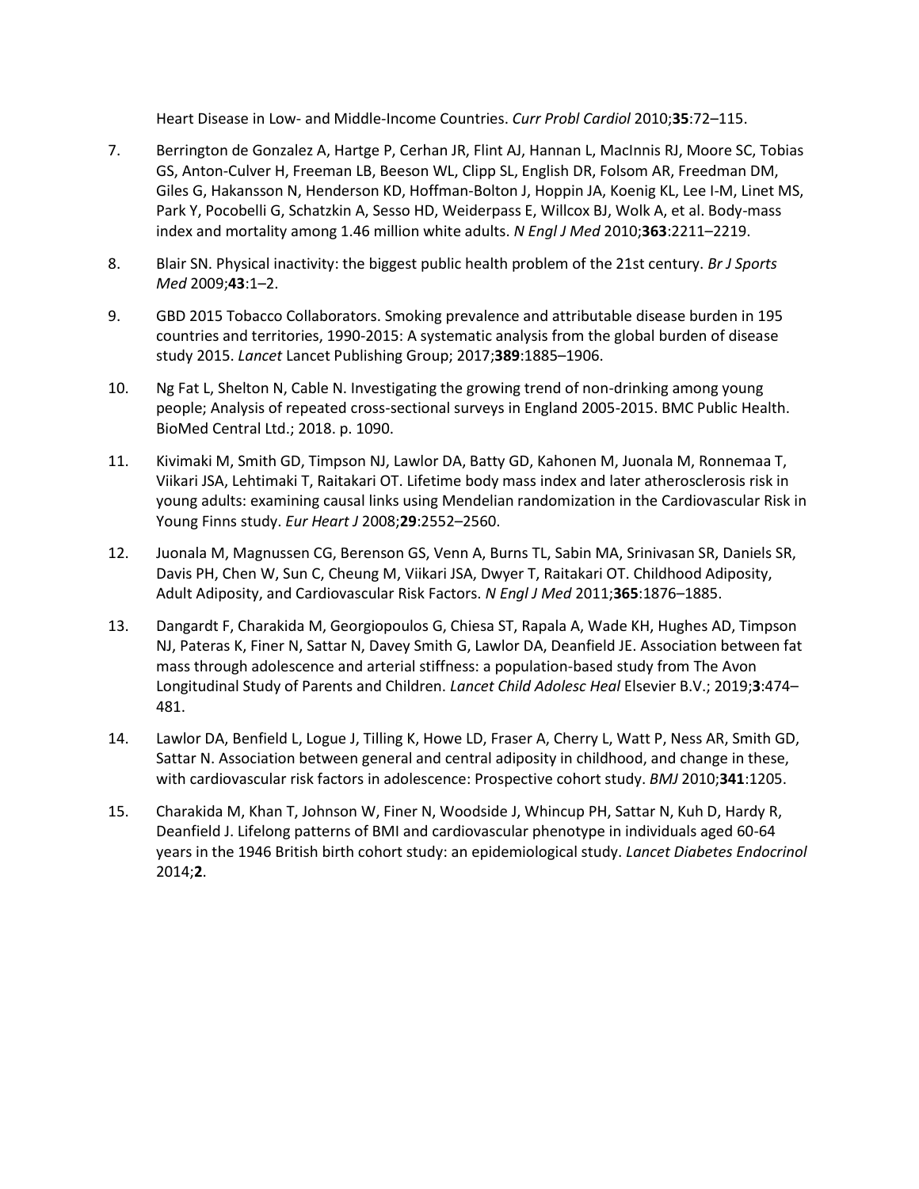Heart Disease in Low- and Middle-Income Countries. *Curr Probl Cardiol* 2010;**35**:72–115.

7. Berrington de Gonzalez A, Hartge P, Cerhan JR, Flint AJ, Hannan L, MacInnis RJ, Moore SC, Tobias GS, Anton-Culver H, Freeman LB, Beeson WL, Clipp SL, English DR, Folsom AR, Freedman DM, Giles G, Hakansson N, Henderson KD, Hoffman-Bolton J, Hoppin JA, Koenig KL, Lee I-M, Linet MS, Park Y, Pocobelli G, Schatzkin A, Sesso HD, Weiderpass E, Willcox BJ, Wolk A, et al. Body-mass index and mortality among 1.46 million white adults. *N Engl J Med* 2010;**363**:2211–2219.

8. Blair SN. Physical inactivity: the biggest public health problem of the 21st century. *Br J Sports Med* 2009;**43**:1–2.

9. GBD 2015 Tobacco Collaborators. Smoking prevalence and attributable disease burden in 195 countries and territories, 1990-2015: A systematic analysis from the global burden of disease study 2015. *Lancet* Lancet Publishing Group; 2017;**389**:1885–1906.

10. Ng Fat L, Shelton N, Cable N. Investigating the growing trend of non-drinking among young people; Analysis of repeated cross-sectional surveys in England 2005-2015. BMC Public Health. BioMed Central Ltd.; 2018. p. 1090.

11. Kivimaki M, Smith GD, Timpson NJ, Lawlor DA, Batty GD, Kahonen M, Juonala M, Ronnemaa T, Viikari JSA, Lehtimaki T, Raitakari OT. Lifetime body mass index and later atherosclerosis risk in young adults: examining causal links using Mendelian randomization in the Cardiovascular Risk in Young Finns study. *Eur Heart J* 2008;**29**:2552–2560.

12. Juonala M, Magnussen CG, Berenson GS, Venn A, Burns TL, Sabin MA, Srinivasan SR, Daniels SR, Davis PH, Chen W, Sun C, Cheung M, Viikari JSA, Dwyer T, Raitakari OT. Childhood Adiposity, Adult Adiposity, and Cardiovascular Risk Factors. *N Engl J Med* 2011;**365**:1876–1885.

13. Dangardt F, Charakida M, Georgiopoulos G, Chiesa ST, Rapala A, Wade KH, Hughes AD, Timpson NJ, Pateras K, Finer N, Sattar N, Davey Smith G, Lawlor DA, Deanfield JE. Association between fat mass through adolescence and arterial stiffness: a population-based study from The Avon Longitudinal Study of Parents and Children. *Lancet Child Adolesc Heal* Elsevier B.V.; 2019;**3**:474–481.

14. Lawlor DA, Benfield L, Logue J, Tilling K, Howe LD, Fraser A, Cherry L, Watt P, Ness AR, Smith GD, Sattar N. Association between general and central adiposity in childhood, and change in these, with cardiovascular risk factors in adolescence: Prospective cohort study. *BMJ* 2010;**341**:1205.

15. Charakida M, Khan T, Johnson W, Finer N, Woodside J, Whincup PH, Sattar N, Kuh D, Hardy R, Deanfield J. Lifelong patterns of BMI and cardiovascular phenotype in individuals aged 60-64 years in the 1946 British birth cohort study: an epidemiological study. *Lancet Diabetes Endocrinol* 2014;**2**.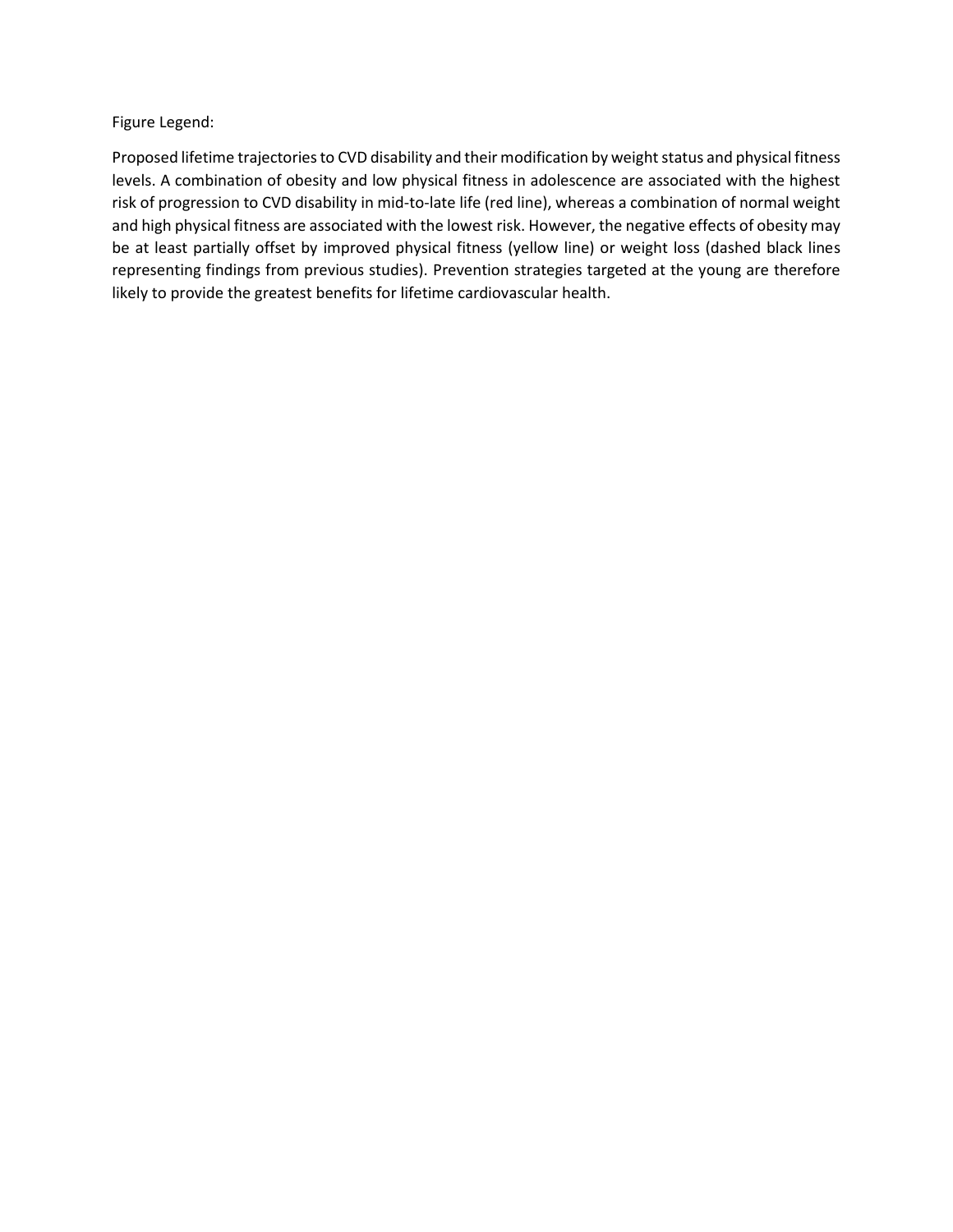Figure Legend:

Proposed lifetime trajectories to CVD disability and their modification by weight status and physical fitness levels. A combination of obesity and low physical fitness in adolescence are associated with the highest risk of progression to CVD disability in mid-to-late life (red line), whereas a combination of normal weight and high physical fitness are associated with the lowest risk. However, the negative effects of obesity may be at least partially offset by improved physical fitness (yellow line) or weight loss (dashed black lines representing findings from previous studies). Prevention strategies targeted at the young are therefore likely to provide the greatest benefits for lifetime cardiovascular health.